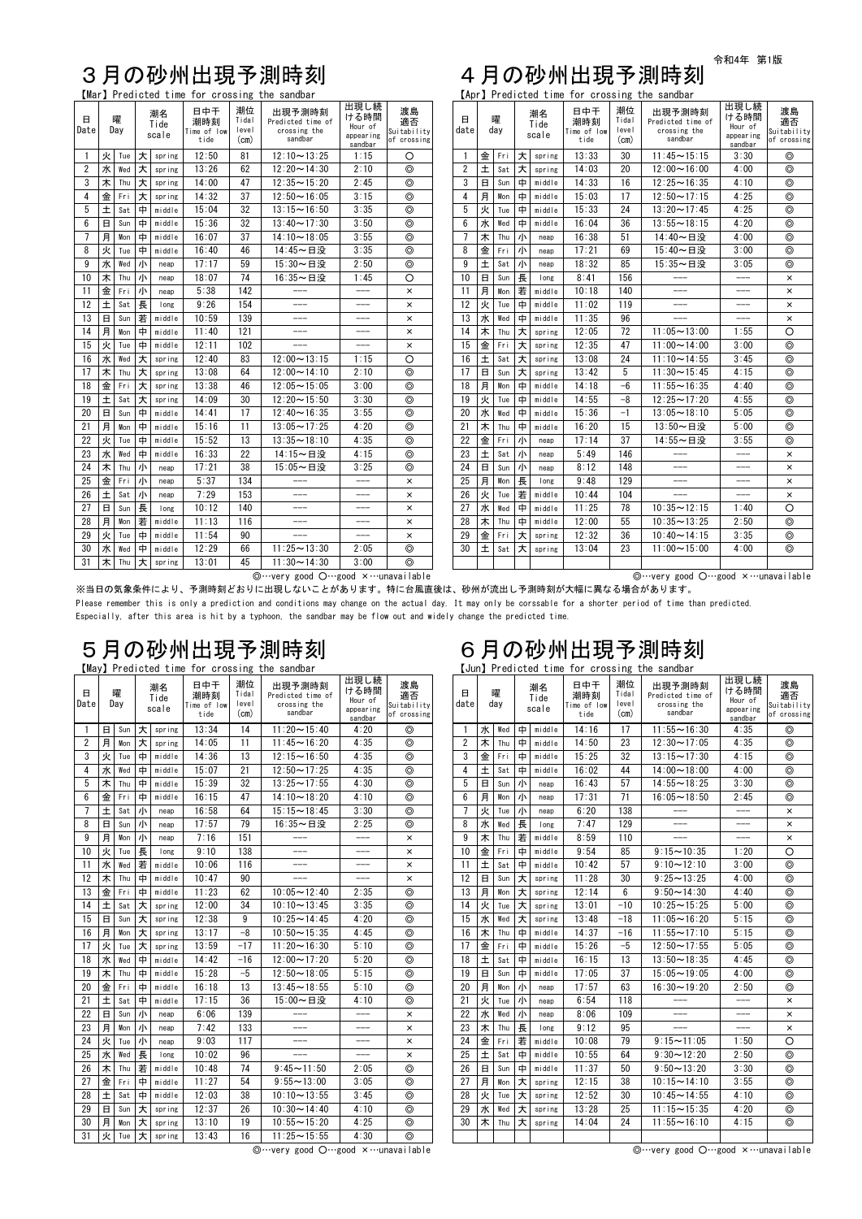令和4年 第1版

# ３月の砂州出現予測時刻

【Mar】Predicted time for crossing the sandbar

| 日 Date | 曜 Day | | 潮名 Tide scale | | 日中干潮時刻 Time of low tide | 潮位 Tidal level (cm) | 出現予測時刻 Predicted time of crossing the sandbar | 出現し続ける時間 Hour of appearing sandbar | 渡島適否 Suitability of crossing |
|---|---|---|---|---|---|---|---|---|---|
| 1 | 火 | Tue | 大 | spring | 12:50 | 81 | 12:10～13:25 | 1:15 | ○ |
| 2 | 水 | Wed | 大 | spring | 13:26 | 62 | 12:20～14:30 | 2:10 | ◎ |
| 3 | 木 | Thu | 大 | spring | 14:00 | 47 | 12:35～15:20 | 2:45 | ◎ |
| 4 | 金 | Fri | 大 | spring | 14:32 | 37 | 12:50～16:05 | 3:15 | ◎ |
| 5 | 土 | Sat | 中 | middle | 15:04 | 32 | 13:15～16:50 | 3:35 | ◎ |
| 6 | 日 | Sun | 中 | middle | 15:36 | 32 | 13:40～17:30 | 3:50 | ◎ |
| 7 | 月 | Mon | 中 | middle | 16:07 | 37 | 14:10～18:05 | 3:55 | ◎ |
| 8 | 火 | Tue | 中 | middle | 16:40 | 46 | 14:45～日没 | 3:35 | ◎ |
| 9 | 水 | Wed | 小 | neap | 17:17 | 59 | 15:30～日没 | 2:50 | ◎ |
| 10 | 木 | Thu | 小 | neap | 18:07 | 74 | 16:35～日没 | 1:45 | ○ |
| 11 | 金 | Fri | 小 | neap | 5:38 | 142 | ――― | ――― | × |
| 12 | 土 | Sat | 長 | long | 9:26 | 154 | ――― | ――― | × |
| 13 | 日 | Sun | 若 | middle | 10:59 | 139 | ――― | ――― | × |
| 14 | 月 | Mon | 中 | middle | 11:40 | 121 | ――― | ――― | × |
| 15 | 火 | Tue | 中 | middle | 12:11 | 102 | ――― | ――― | × |
| 16 | 水 | Wed | 大 | spring | 12:40 | 83 | 12:00～13:15 | 1:15 | ○ |
| 17 | 木 | Thu | 大 | spring | 13:08 | 64 | 12:00～14:10 | 2:10 | ◎ |
| 18 | 金 | Fri | 大 | spring | 13:38 | 46 | 12:05～15:05 | 3:00 | ◎ |
| 19 | 土 | Sat | 大 | spring | 14:09 | 30 | 12:20～15:50 | 3:30 | ◎ |
| 20 | 日 | Sun | 中 | middle | 14:41 | 17 | 12:40～16:35 | 3:55 | ◎ |
| 21 | 月 | Mon | 中 | middle | 15:16 | 11 | 13:05～17:25 | 4:20 | ◎ |
| 22 | 火 | Tue | 中 | middle | 15:52 | 13 | 13:35～18:10 | 4:35 | ◎ |
| 23 | 水 | Wed | 中 | middle | 16:33 | 22 | 14:15～日没 | 4:15 | ◎ |
| 24 | 木 | Thu | 小 | neap | 17:21 | 38 | 15:05～日没 | 3:25 | ◎ |
| 25 | 金 | Fri | 小 | neap | 5:37 | 134 | ――― | ――― | × |
| 26 | 土 | Sat | 小 | neap | 7:29 | 153 | ――― | ――― | × |
| 27 | 日 | Sun | 長 | long | 10:12 | 140 | ――― | ――― | × |
| 28 | 月 | Mon | 若 | middle | 11:13 | 116 | ――― | ――― | × |
| 29 | 火 | Tue | 中 | middle | 11:54 | 90 | ――― | ――― | × |
| 30 | 水 | Wed | 中 | middle | 12:29 | 66 | 11:25～13:30 | 2:05 | ◎ |
| 31 | 木 | Thu | 大 | spring | 13:01 | 45 | 11:30～14:30 | 3:00 | ◎ |

◎…very good ○…good ×…unavailable

# ４月の砂州出現予測時刻

【Apr】Predicted time for crossing the sandbar

| 日 date | 曜 day | | 潮名 Tide scale | | 日中干潮時刻 Time of low tide | 潮位 Tidal level (cm) | 出現予測時刻 Predicted time of crossing the sandbar | 出現し続ける時間 Hour of appearing sandbar | 渡島適否 Suitability of crossing |
|---|---|---|---|---|---|---|---|---|---|
| 1 | 金 | Fri | 大 | spring | 13:33 | 30 | 11:45～15:15 | 3:30 | ◎ |
| 2 | 土 | Sat | 大 | spring | 14:03 | 20 | 12:00～16:00 | 4:00 | ◎ |
| 3 | 日 | Sun | 中 | middle | 14:33 | 16 | 12:25～16:35 | 4:10 | ◎ |
| 4 | 月 | Mon | 中 | middle | 15:03 | 17 | 12:50～17:15 | 4:25 | ◎ |
| 5 | 火 | Tue | 中 | middle | 15:33 | 24 | 13:20～17:45 | 4:25 | ◎ |
| 6 | 水 | Wed | 中 | middle | 16:04 | 36 | 13:55～18:15 | 4:20 | ◎ |
| 7 | 木 | Thu | 小 | neap | 16:38 | 51 | 14:40～日没 | 4:00 | ◎ |
| 8 | 金 | Fri | 小 | neap | 17:21 | 69 | 15:40～日没 | 3:00 | ◎ |
| 9 | 土 | Sat | 小 | neap | 18:32 | 85 | 15:35～日没 | 3:05 | ◎ |
| 10 | 日 | Sun | 長 | long | 8:41 | 156 | ――― | ――― | × |
| 11 | 月 | Mon | 若 | middle | 10:18 | 140 | ――― | ――― | × |
| 12 | 火 | Tue | 中 | middle | 11:02 | 119 | ――― | ――― | × |
| 13 | 水 | Wed | 中 | middle | 11:35 | 96 | ――― | ――― | × |
| 14 | 木 | Thu | 大 | spring | 12:05 | 72 | 11:05～13:00 | 1:55 | ○ |
| 15 | 金 | Fri | 大 | spring | 12:35 | 47 | 11:00～14:00 | 3:00 | ◎ |
| 16 | 土 | Sat | 大 | spring | 13:08 | 24 | 11:10～14:55 | 3:45 | ◎ |
| 17 | 日 | Sun | 大 | spring | 13:42 | 5 | 11:30～15:45 | 4:15 | ◎ |
| 18 | 月 | Mon | 中 | middle | 14:18 | −6 | 11:55～16:35 | 4:40 | ◎ |
| 19 | 火 | Tue | 中 | middle | 14:55 | −8 | 12:25～17:20 | 4:55 | ◎ |
| 20 | 水 | Wed | 中 | middle | 15:36 | −1 | 13:05～18:10 | 5:05 | ◎ |
| 21 | 木 | Thu | 中 | middle | 16:20 | 15 | 13:50～日没 | 5:00 | ◎ |
| 22 | 金 | Fri | 小 | neap | 17:14 | 37 | 14:55～日没 | 3:55 | ◎ |
| 23 | 土 | Sat | 小 | neap | 5:49 | 146 | ――― | ――― | × |
| 24 | 日 | Sun | 小 | neap | 8:12 | 148 | ――― | ――― | × |
| 25 | 月 | Mon | 長 | long | 9:48 | 129 | ――― | ――― | × |
| 26 | 火 | Tue | 若 | middle | 10:44 | 104 | ――― | ――― | × |
| 27 | 水 | Wed | 中 | middle | 11:25 | 78 | 10:35～12:15 | 1:40 | ○ |
| 28 | 木 | Thu | 中 | middle | 12:00 | 55 | 10:35～13:25 | 2:50 | ◎ |
| 29 | 金 | Fri | 大 | spring | 12:32 | 36 | 10:40～14:15 | 3:35 | ◎ |
| 30 | 土 | Sat | 大 | spring | 13:04 | 23 | 11:00～15:00 | 4:00 | ◎ |

◎…very good ○…good ×…unavailable

※当日の気象条件により、予測時刻どおりに出現しないことがあります。特に台風直後は、砂州が流出し予測時刻が大幅に異なる場合があります。

Please remember this is only a prediction and conditions may change on the actual day. It may only be corssable for a shorter period of time than predicted.
Especially, after this area is hit by a typhoon, the sandbar may be flow out and widely change the predicted time.

# ５月の砂州出現予測時刻

【May】Predicted time for crossing the sandbar

| 日 Date | 曜 Day | | 潮名 Tide scale | | 日中干潮時刻 Time of low tide | 潮位 Tidal level (cm) | 出現予測時刻 Predicted time of crossing the sandbar | 出現し続ける時間 Hour of appearing sandbar | 渡島適否 Suitability of crossing |
|---|---|---|---|---|---|---|---|---|---|
| 1 | 日 | Sun | 大 | spring | 13:34 | 14 | 11:20～15:40 | 4:20 | ◎ |
| 2 | 月 | Mon | 大 | spring | 14:05 | 11 | 11:45～16:20 | 4:35 | ◎ |
| 3 | 火 | Tue | 中 | middle | 14:36 | 13 | 12:15～16:50 | 4:35 | ◎ |
| 4 | 水 | Wed | 中 | middle | 15:07 | 21 | 12:50～17:25 | 4:35 | ◎ |
| 5 | 木 | Thu | 中 | middle | 15:39 | 32 | 13:25～17:55 | 4:30 | ◎ |
| 6 | 金 | Fri | 中 | middle | 16:15 | 47 | 14:10～18:20 | 4:10 | ◎ |
| 7 | 土 | Sat | 小 | neap | 16:58 | 64 | 15:15～18:45 | 3:30 | ◎ |
| 8 | 日 | Sun | 小 | neap | 17:57 | 79 | 16:35～日没 | 2:25 | ◎ |
| 9 | 月 | Mon | 小 | neap | 7:16 | 151 | ――― | ――― | × |
| 10 | 火 | Tue | 長 | long | 9:10 | 138 | ――― | ――― | × |
| 11 | 水 | Wed | 若 | middle | 10:06 | 116 | ――― | ――― | × |
| 12 | 木 | Thu | 中 | middle | 10:47 | 90 | ――― | ――― | × |
| 13 | 金 | Fri | 中 | middle | 11:23 | 62 | 10:05～12:40 | 2:35 | ◎ |
| 14 | 土 | Sat | 大 | spring | 12:00 | 34 | 10:10～13:45 | 3:35 | ◎ |
| 15 | 日 | Sun | 大 | spring | 12:38 | 9 | 10:25～14:45 | 4:20 | ◎ |
| 16 | 月 | Mon | 大 | spring | 13:17 | −8 | 10:50～15:35 | 4:45 | ◎ |
| 17 | 火 | Tue | 大 | spring | 13:59 | −17 | 11:20～16:30 | 5:10 | ◎ |
| 18 | 水 | Wed | 中 | middle | 14:42 | −16 | 12:00～17:20 | 5:20 | ◎ |
| 19 | 木 | Thu | 中 | middle | 15:28 | −5 | 12:50～18:05 | 5:15 | ◎ |
| 20 | 金 | Fri | 中 | middle | 16:18 | 13 | 13:45～18:55 | 5:10 | ◎ |
| 21 | 土 | Sat | 中 | middle | 17:15 | 36 | 15:00～日没 | 4:10 | ◎ |
| 22 | 日 | Sun | 小 | neap | 6:06 | 139 | ――― | ――― | × |
| 23 | 月 | Mon | 小 | neap | 7:42 | 133 | ――― | ――― | × |
| 24 | 火 | Tue | 小 | neap | 9:03 | 117 | ――― | ――― | × |
| 25 | 水 | Wed | 長 | long | 10:02 | 96 | ――― | ――― | × |
| 26 | 木 | Thu | 若 | middle | 10:48 | 74 | 9:45～11:50 | 2:05 | ◎ |
| 27 | 金 | Fri | 中 | middle | 11:27 | 54 | 9:55～13:00 | 3:05 | ◎ |
| 28 | 土 | Sat | 中 | middle | 12:03 | 38 | 10:10～13:55 | 3:45 | ◎ |
| 29 | 日 | Sun | 大 | spring | 12:37 | 26 | 10:30～14:40 | 4:10 | ◎ |
| 30 | 月 | Mon | 大 | spring | 13:10 | 19 | 10:55～15:20 | 4:25 | ◎ |
| 31 | 火 | Tue | 大 | spring | 13:43 | 16 | 11:25～15:55 | 4:30 | ◎ |

◎…very good ○…good ×…unavailable

# ６月の砂州出現予測時刻

【Jun】Predicted time for crossing the sandbar

| 日 date | 曜 day | | 潮名 Tide scale | | 日中干潮時刻 Time of low tide | 潮位 Tidal level (cm) | 出現予測時刻 Predicted time of crossing the sandbar | 出現し続ける時間 Hour of appearing sandbar | 渡島適否 Suitability of crossing |
|---|---|---|---|---|---|---|---|---|---|
| 1 | 水 | Wed | 中 | middle | 14:16 | 17 | 11:55～16:30 | 4:35 | ◎ |
| 2 | 木 | Thu | 中 | middle | 14:50 | 23 | 12:30～17:05 | 4:35 | ◎ |
| 3 | 金 | Fri | 中 | middle | 15:25 | 32 | 13:15～17:30 | 4:15 | ◎ |
| 4 | 土 | Sat | 中 | middle | 16:02 | 44 | 14:00～18:00 | 4:00 | ◎ |
| 5 | 日 | Sun | 小 | neap | 16:43 | 57 | 14:55～18:25 | 3:30 | ◎ |
| 6 | 月 | Mon | 小 | neap | 17:31 | 71 | 16:05～18:50 | 2:45 | ◎ |
| 7 | 火 | Tue | 小 | neap | 6:20 | 138 | ――― | ――― | × |
| 8 | 水 | Wed | 長 | long | 7:47 | 129 | ――― | ――― | × |
| 9 | 木 | Thu | 若 | middle | 8:59 | 110 | ――― | ――― | × |
| 10 | 金 | Fri | 中 | middle | 9:54 | 85 | 9:15～10:35 | 1:20 | ○ |
| 11 | 土 | Sat | 中 | middle | 10:42 | 57 | 9:10～12:10 | 3:00 | ◎ |
| 12 | 日 | Sun | 大 | spring | 11:28 | 30 | 9:25～13:25 | 4:00 | ◎ |
| 13 | 月 | Mon | 大 | spring | 12:14 | 6 | 9:50～14:30 | 4:40 | ◎ |
| 14 | 火 | Tue | 大 | spring | 13:01 | −10 | 10:25～15:25 | 5:00 | ◎ |
| 15 | 水 | Wed | 大 | spring | 13:48 | −18 | 11:05～16:20 | 5:15 | ◎ |
| 16 | 木 | Thu | 中 | middle | 14:37 | −16 | 11:55～17:10 | 5:15 | ◎ |
| 17 | 金 | Fri | 中 | middle | 15:26 | −5 | 12:50～17:55 | 5:05 | ◎ |
| 18 | 土 | Sat | 中 | middle | 16:15 | 13 | 13:50～18:35 | 4:45 | ◎ |
| 19 | 日 | Sun | 中 | middle | 17:05 | 37 | 15:05～19:05 | 4:00 | ◎ |
| 20 | 月 | Mon | 小 | neap | 17:57 | 63 | 16:30～19:20 | 2:50 | ◎ |
| 21 | 火 | Tue | 小 | neap | 6:54 | 118 | ――― | ――― | × |
| 22 | 水 | Wed | 小 | neap | 8:06 | 109 | ――― | ――― | × |
| 23 | 木 | Thu | 長 | long | 9:12 | 95 | ――― | ――― | × |
| 24 | 金 | Fri | 若 | middle | 10:08 | 79 | 9:15～11:05 | 1:50 | ○ |
| 25 | 土 | Sat | 中 | middle | 10:55 | 64 | 9:30～12:20 | 2:50 | ◎ |
| 26 | 日 | Sun | 中 | middle | 11:37 | 50 | 9:50～13:20 | 3:30 | ◎ |
| 27 | 月 | Mon | 大 | spring | 12:15 | 38 | 10:15～14:10 | 3:55 | ◎ |
| 28 | 火 | Tue | 大 | spring | 12:52 | 30 | 10:45～14:55 | 4:10 | ◎ |
| 29 | 水 | Wed | 大 | spring | 13:28 | 25 | 11:15～15:35 | 4:20 | ◎ |
| 30 | 木 | Thu | 大 | spring | 14:04 | 24 | 11:55～16:10 | 4:15 | ◎ |

◎…very good ○…good ×…unavailable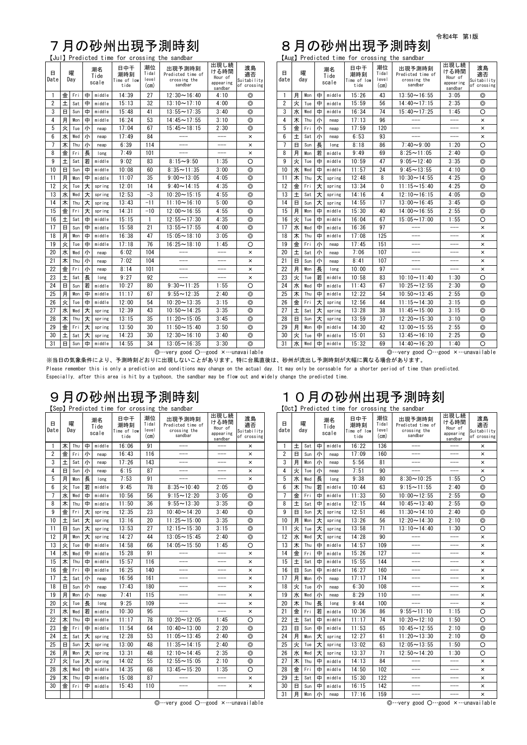令和4年 第1版

# ７月の砂州出現予測時刻

【Jul】Predicted time for crossing the sandbar

| 日 Date | 曜 Day | | 潮名 Tide scale | | 日中干潮時刻 Time of low tide | 潮位 Tidal level (cm) | 出現予測時刻 Predicted time of crossing the sandbar | 出現し続ける時間 Hour of appearing sandbar | 渡島適否 Suitability of crossing |
|---|---|---|---|---|---|---|---|---|---|
| 1 | 金 | Fri | 中 | middle | 14:39 | 27 | 12:30～16:40 | 4:10 | ◎ |
| 2 | 土 | Sat | 中 | middle | 15:13 | 32 | 13:10～17:10 | 4:00 | ◎ |
| 3 | 日 | Sun | 中 | middle | 15:48 | 41 | 13:55～17:35 | 3:40 | ◎ |
| 4 | 月 | Mon | 中 | middle | 16:24 | 53 | 14:45～17:55 | 3:10 | ◎ |
| 5 | 火 | Tue | 小 | neap | 17:04 | 67 | 15:45～18:15 | 2:30 | ◎ |
| 6 | 水 | Wed | 小 | neap | 17:49 | 84 | ――― | ――― | × |
| 7 | 木 | Thu | 小 | neap | 6:39 | 114 | ――― | ――― | × |
| 8 | 金 | Fri | 長 | long | 7:49 | 101 | ――― | ――― | × |
| 9 | 土 | Sat | 若 | middle | 9:02 | 83 | 8:15～9:50 | 1:35 | ○ |
| 10 | 日 | Sun | 中 | middle | 10:08 | 60 | 8:35～11:35 | 3:00 | ◎ |
| 11 | 月 | Mon | 中 | middle | 11:07 | 35 | 9:00～13:05 | 4:05 | ◎ |
| 12 | 火 | Tue | 大 | spring | 12:01 | 14 | 9:40～14:15 | 4:35 | ◎ |
| 13 | 水 | Wed | 大 | spring | 12:53 | -3 | 10:20～15:15 | 4:55 | ◎ |
| 14 | 木 | Thu | 大 | spring | 13:43 | -11 | 11:10～16:10 | 5:00 | ◎ |
| 15 | 金 | Fri | 大 | spring | 14:31 | -10 | 12:00～16:55 | 4:55 | ◎ |
| 16 | 土 | Sat | 中 | middle | 15:15 | 1 | 12:55～17:30 | 4:35 | ◎ |
| 17 | 日 | Sun | 中 | middle | 15:58 | 21 | 13:55～17:55 | 4:00 | ◎ |
| 18 | 月 | Mon | 中 | middle | 16:38 | 47 | 15:05～18:10 | 3:05 | ◎ |
| 19 | 火 | Tue | 中 | middle | 17:18 | 76 | 16:25～18:10 | 1:45 | ○ |
| 20 | 水 | Wed | 小 | neap | 6:02 | 104 | ――― | ――― | × |
| 21 | 木 | Thu | 小 | neap | 7:02 | 104 | ――― | ――― | × |
| 22 | 金 | Fri | 小 | neap | 8:14 | 101 | ――― | ――― | × |
| 23 | 土 | Sat | 長 | long | 9:27 | 92 | ――― | ――― | × |
| 24 | 日 | Sun | 若 | middle | 10:27 | 80 | 9:30～11:25 | 1:55 | ○ |
| 25 | 月 | Mon | 中 | middle | 11:17 | 67 | 9:55～12:35 | 2:40 | ◎ |
| 26 | 火 | Tue | 中 | middle | 12:00 | 54 | 10:20～13:35 | 3:15 | ◎ |
| 27 | 水 | Wed | 大 | spring | 12:39 | 43 | 10:50～14:25 | 3:35 | ◎ |
| 28 | 木 | Thu | 大 | spring | 13:15 | 35 | 11:20～15:05 | 3:45 | ◎ |
| 29 | 金 | Fri | 大 | spring | 13:50 | 30 | 11:50～15:40 | 3:50 | ◎ |
| 30 | 土 | Sat | 大 | spring | 14:23 | 30 | 12:30～16:10 | 3:40 | ◎ |
| 31 | 日 | Sun | 中 | middle | 14:55 | 34 | 13:05～16:35 | 3:30 | ◎ |

◎…very good ○…good ×…unavailable

# ８月の砂州出現予測時刻

【Aug】Predicted time for crossing the sandbar

| 日 date | 曜 day | | 潮名 Tide scale | | 日中干潮時刻 Time of low tide | 潮位 Tidal level (cm) | 出現予測時刻 Predicted time of crossing the sandbar | 出現し続ける時間 Hour of appearing sandbar | 渡島適否 Suitability of crossing |
|---|---|---|---|---|---|---|---|---|---|
| 1 | 月 | Mon | 中 | middle | 15:26 | 43 | 13:50～16:55 | 3:05 | ◎ |
| 2 | 火 | Tue | 中 | middle | 15:59 | 56 | 14:40～17:15 | 2:35 | ◎ |
| 3 | 水 | Wed | 中 | middle | 16:34 | 74 | 15:40～17:25 | 1:45 | ○ |
| 4 | 木 | Thu | 小 | neap | 17:13 | 96 | ――― | ――― | × |
| 5 | 金 | Fri | 小 | neap | 17:59 | 120 | ――― | ――― | × |
| 6 | 土 | Sat | 小 | neap | 6:53 | 93 | ――― | ――― | × |
| 7 | 日 | Sun | 長 | long | 8:18 | 86 | 7:40～9:00 | 1:20 | ○ |
| 8 | 月 | Mon | 若 | middle | 9:49 | 69 | 8:25～11:05 | 2:40 | ◎ |
| 9 | 火 | Tue | 中 | middle | 10:59 | 47 | 9:05～12:40 | 3:35 | ◎ |
| 10 | 水 | Wed | 中 | middle | 11:57 | 24 | 9:45～13:55 | 4:10 | ◎ |
| 11 | 木 | Thu | 大 | spring | 12:48 | 8 | 10:30～14:55 | 4:25 | ◎ |
| 12 | 金 | Fri | 大 | spring | 13:34 | 0 | 11:15～15:40 | 4:25 | ◎ |
| 13 | 土 | Sat | 大 | spring | 14:16 | 4 | 12:10～16:15 | 4:05 | ◎ |
| 14 | 日 | Sun | 大 | spring | 14:55 | 17 | 13:00～16:45 | 3:45 | ◎ |
| 15 | 月 | Mon | 中 | middle | 15:30 | 40 | 14:00～16:55 | 2:55 | ◎ |
| 16 | 火 | Tue | 中 | middle | 16:04 | 67 | 15:05～17:00 | 1:55 | ○ |
| 17 | 水 | Wed | 中 | middle | 16:36 | 97 | ――― | ――― | × |
| 18 | 木 | Thu | 中 | middle | 17:08 | 125 | ――― | ――― | × |
| 19 | 金 | Fri | 小 | neap | 17:45 | 151 | ――― | ――― | × |
| 20 | 土 | Sat | 小 | neap | 7:06 | 107 | ――― | ――― | × |
| 21 | 日 | Sun | 小 | neap | 8:41 | 107 | ――― | ――― | × |
| 22 | 月 | Mon | 長 | long | 10:00 | 97 | ――― | ――― | × |
| 23 | 火 | Tue | 若 | middle | 10:58 | 83 | 10:10～11:40 | 1:30 | ○ |
| 24 | 水 | Wed | 中 | middle | 11:43 | 67 | 10:25～12:55 | 2:30 | ◎ |
| 25 | 木 | Thu | 中 | middle | 12:22 | 54 | 10:50～13:45 | 2:55 | ◎ |
| 26 | 金 | Fri | 大 | spring | 12:56 | 44 | 11:15～14:30 | 3:15 | ◎ |
| 27 | 土 | Sat | 大 | spring | 13:28 | 38 | 11:45～15:00 | 3:15 | ◎ |
| 28 | 日 | Sun | 大 | spring | 13:59 | 37 | 12:20～15:30 | 3:10 | ◎ |
| 29 | 月 | Mon | 中 | middle | 14:30 | 42 | 13:00～15:55 | 2:55 | ◎ |
| 30 | 火 | Tue | 中 | middle | 15:01 | 53 | 13:45～16:10 | 2:25 | ◎ |
| 31 | 水 | Wed | 中 | middle | 15:32 | 69 | 14:40～16:20 | 1:40 | ○ |

◎…very good ○…good ×…unavailable

※当日の気象条件により、予測時刻どおりに出現しないことがあります。特に台風直後は、砂州が流出し予測時刻が大幅に異なる場合があります。

Please remember this is only a prediction and conditions may change on the actual day. It may only be corssable for a shorter period of time than predicted.
Especially, after this area is hit by a typhoon, the sandbar may be flow out and widely change the predicted time.

# ９月の砂州出現予測時刻

【Sep】Predicted time for crossing the sandbar

| 日 Date | 曜 Day | | 潮名 Tide scale | | 日中干潮時刻 Time of low tide | 潮位 Tidal level (cm) | 出現予測時刻 Predicted time of crossing the sandbar | 出現し続ける時間 Hour of appearing sandbar | 渡島適否 Suitability of crossing |
|---|---|---|---|---|---|---|---|---|---|
| 1 | 木 | Thu | 中 | middle | 16:06 | 91 | ――― | ――― | × |
| 2 | 金 | Fri | 小 | neap | 16:43 | 116 | ――― | ――― | × |
| 3 | 土 | Sat | 小 | neap | 17:26 | 143 | ――― | ――― | × |
| 4 | 日 | Sun | 小 | neap | 6:15 | 87 | ――― | ――― | × |
| 5 | 月 | Mon | 長 | long | 7:53 | 91 | ――― | ――― | × |
| 6 | 火 | Tue | 若 | middle | 9:45 | 78 | 8:35～10:40 | 2:05 | ◎ |
| 7 | 水 | Wed | 中 | middle | 10:56 | 56 | 9:15～12:20 | 3:05 | ◎ |
| 8 | 木 | Thu | 中 | middle | 11:50 | 36 | 9:55～13:30 | 3:35 | ◎ |
| 9 | 金 | Fri | 大 | spring | 12:35 | 23 | 10:40～14:20 | 3:40 | ◎ |
| 10 | 土 | Sat | 大 | spring | 13:16 | 20 | 11:25～15:00 | 3:35 | ◎ |
| 11 | 日 | Sun | 大 | spring | 13:53 | 27 | 12:15～15:30 | 3:15 | ◎ |
| 12 | 月 | Mon | 大 | spring | 14:27 | 44 | 13:05～15:45 | 2:40 | ◎ |
| 13 | 火 | Tue | 中 | middle | 14:58 | 66 | 14:05～15:50 | 1:45 | ○ |
| 14 | 水 | Wed | 中 | middle | 15:28 | 91 | ――― | ――― | × |
| 15 | 木 | Thu | 中 | middle | 15:57 | 116 | ――― | ――― | × |
| 16 | 金 | Fri | 中 | middle | 16:25 | 140 | ――― | ――― | × |
| 17 | 土 | Sat | 小 | neap | 16:56 | 161 | ――― | ――― | × |
| 18 | 日 | Sun | 小 | neap | 17:43 | 180 | ――― | ――― | × |
| 19 | 月 | Mon | 小 | neap | 7:41 | 115 | ――― | ――― | × |
| 20 | 火 | Tue | 長 | long | 9:25 | 109 | ――― | ――― | × |
| 21 | 水 | Wed | 若 | middle | 10:30 | 95 | ――― | ――― | × |
| 22 | 木 | Thu | 中 | middle | 11:17 | 78 | 10:20～12:05 | 1:45 | ○ |
| 23 | 金 | Fri | 中 | middle | 11:54 | 64 | 10:40～13:00 | 2:20 | ◎ |
| 24 | 土 | Sat | 大 | spring | 12:28 | 53 | 11:05～13:45 | 2:40 | ◎ |
| 25 | 日 | Sun | 大 | spring | 13:00 | 48 | 11:35～14:15 | 2:40 | ◎ |
| 26 | 月 | Mon | 大 | spring | 13:31 | 48 | 12:10～14:45 | 2:35 | ◎ |
| 27 | 火 | Tue | 大 | spring | 14:02 | 55 | 12:55～15:05 | 2:10 | ◎ |
| 28 | 水 | Wed | 中 | middle | 14:35 | 68 | 13:45～15:20 | 1:35 | ○ |
| 29 | 木 | Thu | 中 | middle | 15:08 | 87 | ――― | ――― | × |
| 30 | 金 | Fri | 中 | middle | 15:43 | 110 | ――― | ――― | × |

◎…very good ○…good ×…unavailable

# １０月の砂州出現予測時刻

【Oct】Predicted time for crossing the sandbar

| 日 date | 曜 day | | 潮名 Tide scale | | 日中干潮時刻 Time of low tide | 潮位 Tidal level (cm) | 出現予測時刻 Predicted time of crossing the sandbar | 出現し続ける時間 Hour of appearing sandbar | 渡島適否 Suitability of crossing |
|---|---|---|---|---|---|---|---|---|---|
| 1 | 土 | Sat | 中 | middle | 16:22 | 136 | ――― | ――― | × |
| 2 | 日 | Sun | 小 | neap | 17:09 | 160 | ――― | ――― | × |
| 3 | 月 | Mon | 小 | neap | 5:56 | 81 | ――― | ――― | × |
| 4 | 火 | Tue | 小 | neap | 7:51 | 90 | ――― | ――― | × |
| 5 | 水 | Wed | 長 | long | 9:38 | 80 | 8:30～10:25 | 1:55 | ○ |
| 6 | 木 | Thu | 若 | middle | 10:44 | 63 | 9:15～11:55 | 2:40 | ◎ |
| 7 | 金 | Fri | 中 | middle | 11:33 | 50 | 10:00～12:55 | 2:55 | ◎ |
| 8 | 土 | Sat | 中 | middle | 12:15 | 44 | 10:45～13:40 | 2:55 | ◎ |
| 9 | 日 | Sun | 大 | spring | 12:51 | 46 | 11:30～14:10 | 2:40 | ◎ |
| 10 | 月 | Mon | 大 | spring | 13:26 | 56 | 12:20～14:30 | 2:10 | ◎ |
| 11 | 火 | Tue | 大 | spring | 13:58 | 71 | 13:10～14:40 | 1:30 | ○ |
| 12 | 水 | Wed | 大 | spring | 14:28 | 90 | ――― | ――― | × |
| 13 | 木 | Thu | 中 | middle | 14:57 | 109 | ――― | ――― | × |
| 14 | 金 | Fri | 中 | middle | 15:26 | 127 | ――― | ――― | × |
| 15 | 土 | Sat | 中 | middle | 15:55 | 144 | ――― | ――― | × |
| 16 | 日 | Sun | 中 | middle | 16:27 | 160 | ――― | ――― | × |
| 17 | 月 | Mon | 小 | neap | 17:17 | 174 | ――― | ――― | × |
| 18 | 火 | Tue | 小 | neap | 6:30 | 108 | ――― | ――― | × |
| 19 | 水 | Wed | 小 | neap | 8:29 | 110 | ――― | ――― | × |
| 20 | 木 | Thu | 長 | long | 9:44 | 100 | ――― | ――― | × |
| 21 | 金 | Fri | 若 | middle | 10:36 | 86 | 9:55～11:10 | 1:15 | ○ |
| 22 | 土 | Sat | 中 | middle | 11:17 | 74 | 10:20～12:10 | 1:50 | ○ |
| 23 | 日 | Sun | 中 | middle | 11:53 | 65 | 10:45～12:55 | 2:10 | ◎ |
| 24 | 月 | Mon | 大 | spring | 12:27 | 61 | 11:20～13:30 | 2:10 | ◎ |
| 25 | 火 | Tue | 大 | spring | 13:02 | 63 | 12:05～13:55 | 1:50 | ○ |
| 26 | 水 | Wed | 大 | spring | 13:37 | 71 | 12:50～14:20 | 1:30 | ○ |
| 27 | 木 | Thu | 中 | middle | 14:13 | 84 | ――― | ――― | × |
| 28 | 金 | Fri | 中 | middle | 14:50 | 102 | ――― | ――― | × |
| 29 | 土 | Sat | 中 | middle | 15:30 | 122 | ――― | ――― | × |
| 30 | 日 | Sun | 中 | middle | 16:15 | 142 | ――― | ――― | × |
| 31 | 月 | Mon | 小 | neap | 17:16 | 159 | ――― | ――― | × |

◎…very good ○…good ×…unavailable